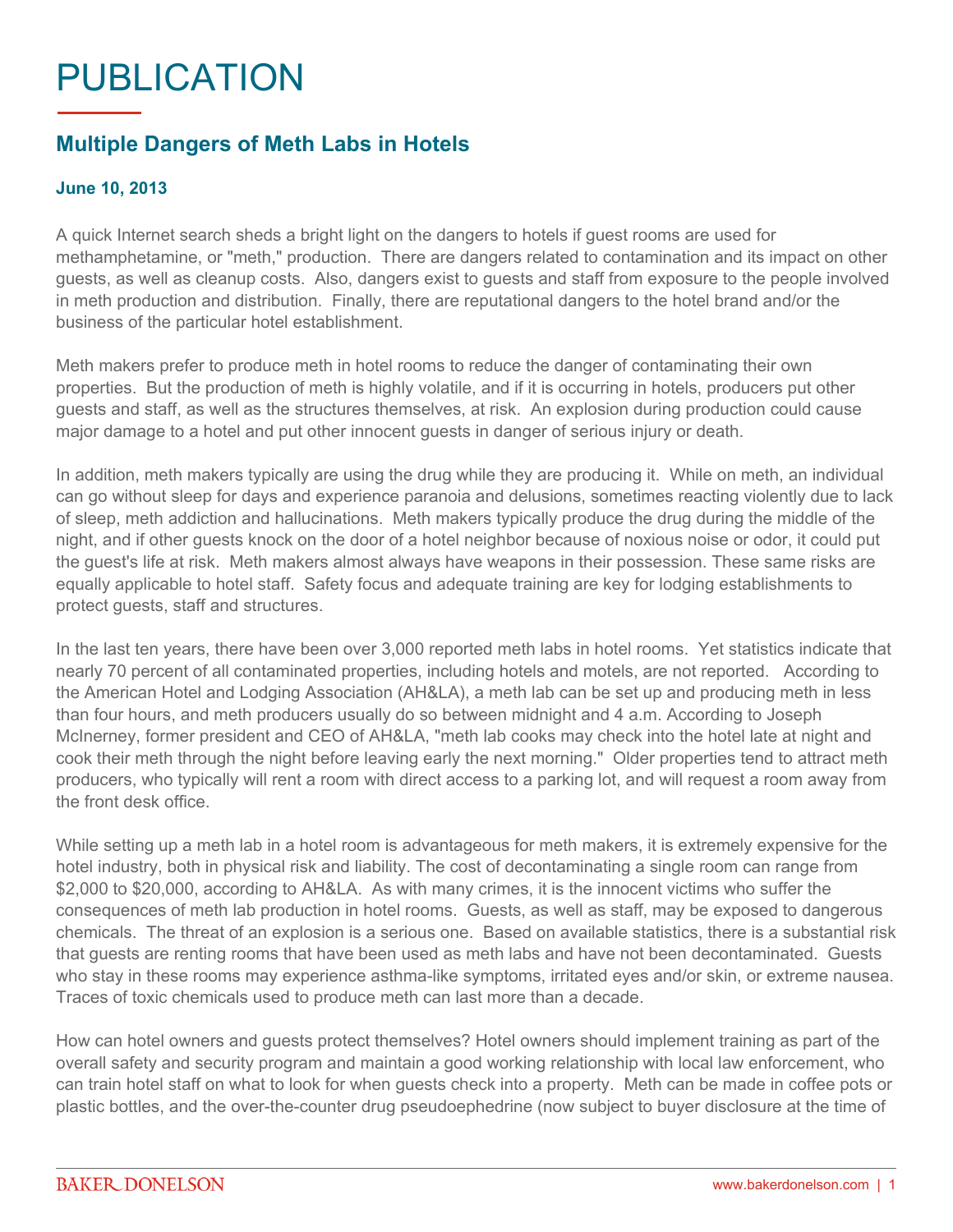# PUBLICATION

## Multiple Dangers of Meth Labs in Hotels

**June 10, 2013**

A quick Internet search sheds a bright light on the dangers to hotels if guest rooms are used for methamphetamine, or "meth," production. There are dangers related to contamination and its impact on other guests, as well as cleanup costs. Also, dangers exist to guests and staff from exposure to the people involved in meth production and distribution. Finally, there are reputational dangers to the hotel brand and/or the business of the particular hotel establishment.

Meth makers prefer to produce meth in hotel rooms to reduce the danger of contaminating their own properties. But the production of meth is highly volatile, and if it is occurring in hotels, producers put other guests and staff, as well as the structures themselves, at risk. An explosion during production could cause major damage to a hotel and put other innocent guests in danger of serious injury or death.

In addition, meth makers typically are using the drug while they are producing it. While on meth, an individual can go without sleep for days and experience paranoia and delusions, sometimes reacting violently due to lack of sleep, meth addiction and hallucinations. Meth makers typically produce the drug during the middle of the night, and if other guests knock on the door of a hotel neighbor because of noxious noise or odor, it could put the guest's life at risk. Meth makers almost always have weapons in their possession. These same risks are equally applicable to hotel staff. Safety focus and adequate training are key for lodging establishments to protect guests, staff and structures.

In the last ten years, there have been over 3,000 reported meth labs in hotel rooms. Yet statistics indicate that nearly 70 percent of all contaminated properties, including hotels and motels, are not reported. According to the American Hotel and Lodging Association (AH&LA), a meth lab can be set up and producing meth in less than four hours, and meth producers usually do so between midnight and 4 a.m. According to Joseph McInerney, former president and CEO of AH&LA, "meth lab cooks may check into the hotel late at night and cook their meth through the night before leaving early the next morning." Older properties tend to attract meth producers, who typically will rent a room with direct access to a parking lot, and will request a room away from the front desk office.

While setting up a meth lab in a hotel room is advantageous for meth makers, it is extremely expensive for the hotel industry, both in physical risk and liability. The cost of decontaminating a single room can range from $2,000 to $20,000, according to AH&LA. As with many crimes, it is the innocent victims who suffer the consequences of meth lab production in hotel rooms. Guests, as well as staff, may be exposed to dangerous chemicals. The threat of an explosion is a serious one. Based on available statistics, there is a substantial risk that guests are renting rooms that have been used as meth labs and have not been decontaminated. Guests who stay in these rooms may experience asthma-like symptoms, irritated eyes and/or skin, or extreme nausea. Traces of toxic chemicals used to produce meth can last more than a decade.

How can hotel owners and guests protect themselves? Hotel owners should implement training as part of the overall safety and security program and maintain a good working relationship with local law enforcement, who can train hotel staff on what to look for when guests check into a property. Meth can be made in coffee pots or plastic bottles, and the over-the-counter drug pseudoephedrine (now subject to buyer disclosure at the time of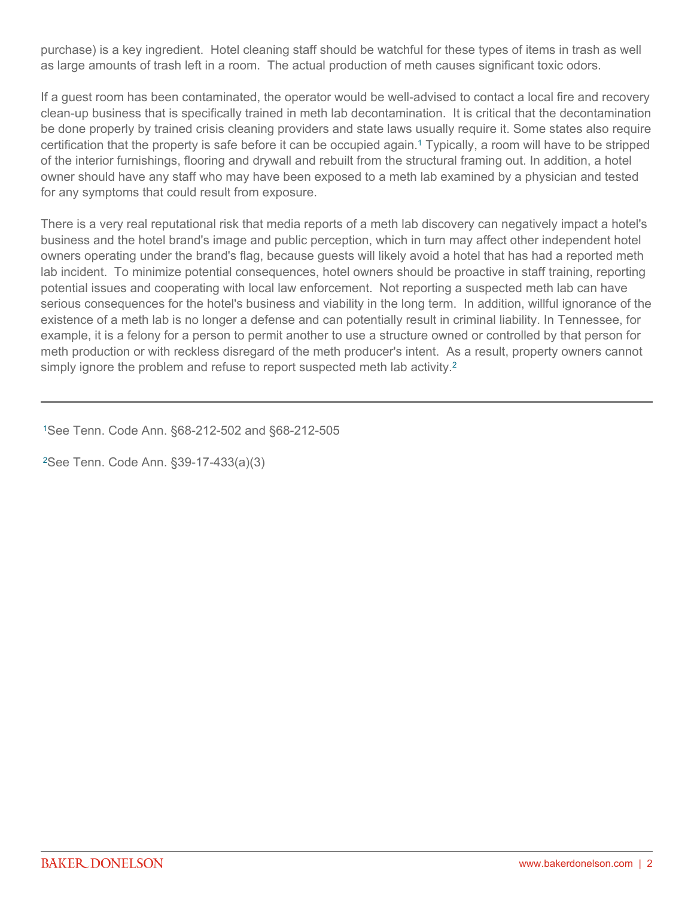purchase) is a key ingredient.  Hotel cleaning staff should be watchful for these types of items in trash as well as large amounts of trash left in a room.  The actual production of meth causes significant toxic odors.

If a guest room has been contaminated, the operator would be well-advised to contact a local fire and recovery clean-up business that is specifically trained in meth lab decontamination.  It is critical that the decontamination be done properly by trained crisis cleaning providers and state laws usually require it. Some states also require certification that the property is safe before it can be occupied again.[1] Typically, a room will have to be stripped of the interior furnishings, flooring and drywall and rebuilt from the structural framing out. In addition, a hotel owner should have any staff who may have been exposed to a meth lab examined by a physician and tested for any symptoms that could result from exposure.

There is a very real reputational risk that media reports of a meth lab discovery can negatively impact a hotel's business and the hotel brand's image and public perception, which in turn may affect other independent hotel owners operating under the brand's flag, because guests will likely avoid a hotel that has had a reported meth lab incident.  To minimize potential consequences, hotel owners should be proactive in staff training, reporting potential issues and cooperating with local law enforcement.  Not reporting a suspected meth lab can have serious consequences for the hotel's business and viability in the long term.  In addition, willful ignorance of the existence of a meth lab is no longer a defense and can potentially result in criminal liability. In Tennessee, for example, it is a felony for a person to permit another to use a structure owned or controlled by that person for meth production or with reckless disregard of the meth producer's intent.  As a result, property owners cannot simply ignore the problem and refuse to report suspected meth lab activity.[2]

---

[1]See Tenn. Code Ann. §68-212-502 and §68-212-505

[2]See Tenn. Code Ann. §39-17-433(a)(3)